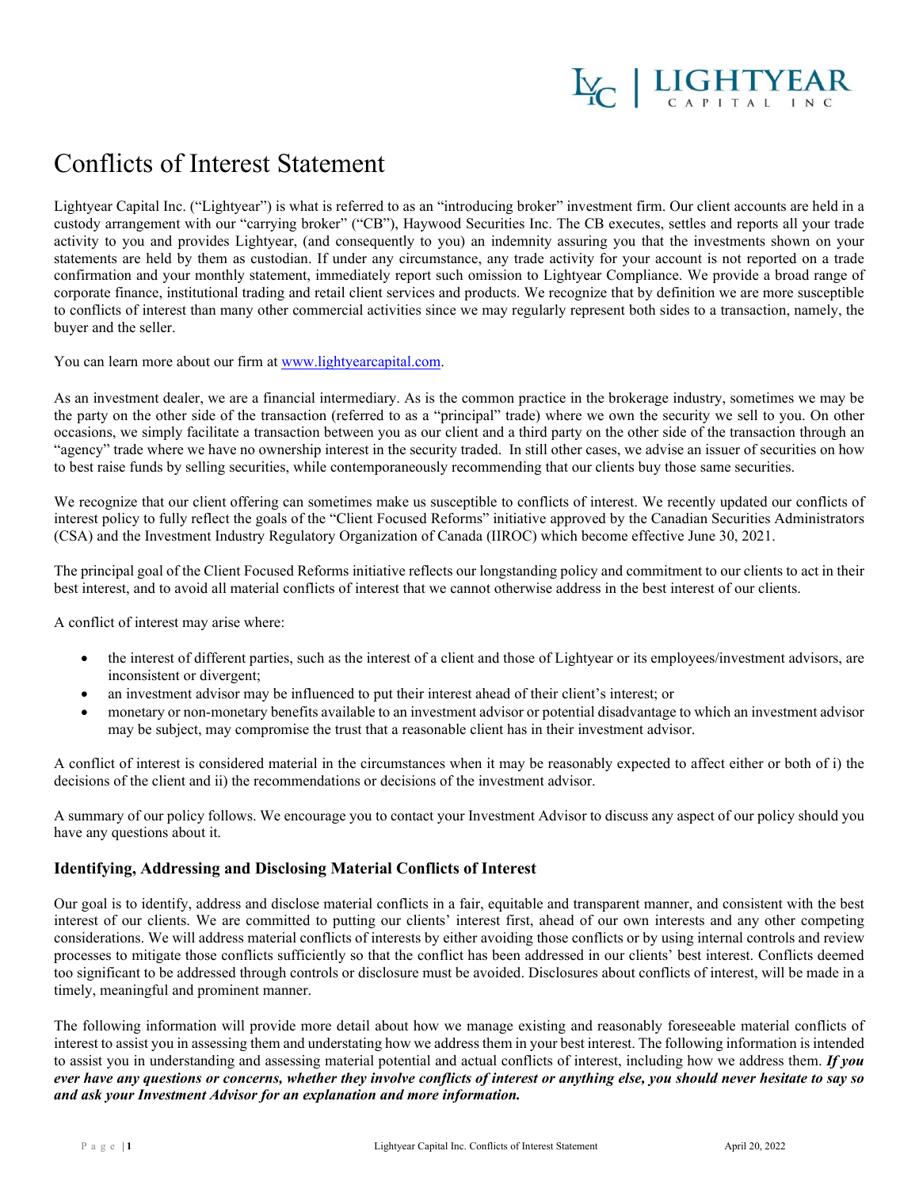# Conflicts of Interest Statement

Lightyear Capital Inc. ("Lightyear") is what is referred to as an "introducing broker" investment firm. Our client accounts are held in a custody arrangement with our "carrying broker" ("CB"), Haywood Securities Inc. The CB executes, settles and reports all your trade activity to you and provides Lightyear, (and consequently to you) an indemnity assuring you that the investments shown on your statements are held by them as custodian. If under any circumstance, any trade activity for your account is not reported on a trade confirmation and your monthly statement, immediately report such omission to Lightyear Compliance. We provide a broad range of corporate finance, institutional trading and retail client services and products. We recognize that by definition we are more susceptible to conflicts of interest than many other commercial activities since we may regularly represent both sides to a transaction, namely, the buyer and the seller.

You can learn more about our firm at [www.lightyearcapital.com](www.lightyearcapital.com).

As an investment dealer, we are a financial intermediary. As is the common practice in the brokerage industry, sometimes we may be the party on the other side of the transaction (referred to as a "principal" trade) where we own the security we sell to you. On other occasions, we simply facilitate a transaction between you as our client and a third party on the other side of the transaction through an "agency" trade where we have no ownership interest in the security traded. In still other cases, we advise an issuer of securities on how to best raise funds by selling securities, while contemporaneously recommending that our clients buy those same securities.

We recognize that our client offering can sometimes make us susceptible to conflicts of interest. We recently updated our conflicts of interest policy to fully reflect the goals of the "Client Focused Reforms" initiative approved by the Canadian Securities Administrators (CSA) and the Investment Industry Regulatory Organization of Canada (IIROC) which become effective June 30, 2021.

The principal goal of the Client Focused Reforms initiative reflects our longstanding policy and commitment to our clients to act in their best interest, and to avoid all material conflicts of interest that we cannot otherwise address in the best interest of our clients.

A conflict of interest may arise where:

- the interest of different parties, such as the interest of a client and those of Lightyear or its employees/investment advisors, are inconsistent or divergent;
- an investment advisor may be influenced to put their interest ahead of their client's interest; or
- monetary or non-monetary benefits available to an investment advisor or potential disadvantage to which an investment advisor may be subject, may compromise the trust that a reasonable client has in their investment advisor.

A conflict of interest is considered material in the circumstances when it may be reasonably expected to affect either or both of i) the decisions of the client and ii) the recommendations or decisions of the investment advisor.

A summary of our policy follows. We encourage you to contact your Investment Advisor to discuss any aspect of our policy should you have any questions about it.

### Identifying, Addressing and Disclosing Material Conflicts of Interest

Our goal is to identify, address and disclose material conflicts in a fair, equitable and transparent manner, and consistent with the best interest of our clients. We are committed to putting our clients' interest first, ahead of our own interests and any other competing considerations. We will address material conflicts of interests by either avoiding those conflicts or by using internal controls and review processes to mitigate those conflicts sufficiently so that the conflict has been addressed in our clients' best interest. Conflicts deemed too significant to be addressed through controls or disclosure must be avoided. Disclosures about conflicts of interest, will be made in a timely, meaningful and prominent manner.

The following information will provide more detail about how we manage existing and reasonably foreseeable material conflicts of interest to assist you in assessing them and understating how we address them in your best interest. The following information is intended to assist you in understanding and assessing material potential and actual conflicts of interest, including how we address them. ***If you ever have any questions or concerns, whether they involve conflicts of interest or anything else, you should never hesitate to say so and ask your Investment Advisor for an explanation and more information.***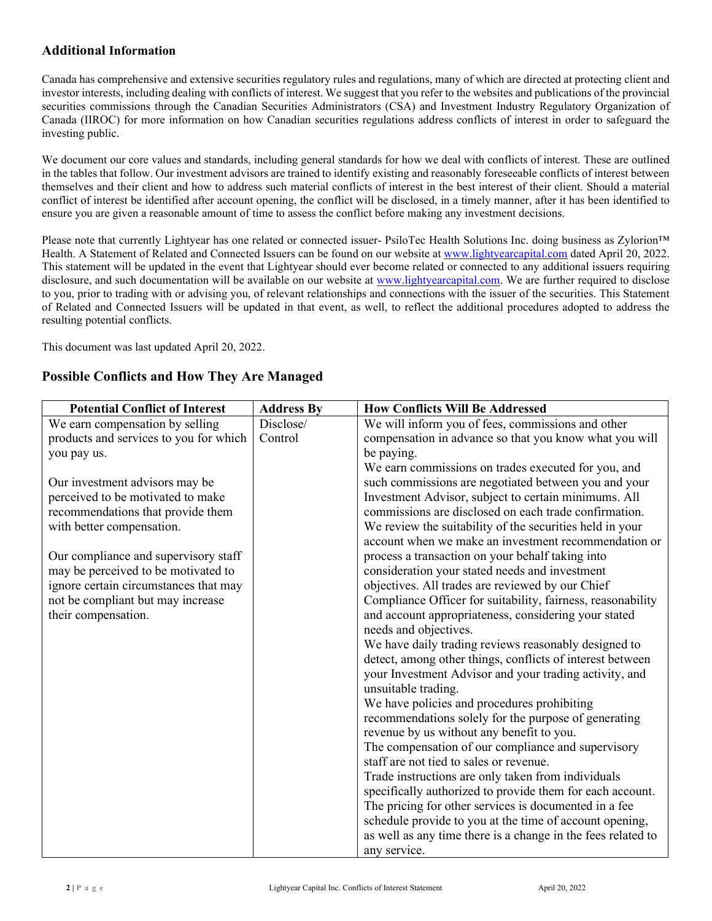## Additional Information

Canada has comprehensive and extensive securities regulatory rules and regulations, many of which are directed at protecting client and investor interests, including dealing with conflicts of interest. We suggest that you refer to the websites and publications of the provincial securities commissions through the Canadian Securities Administrators (CSA) and Investment Industry Regulatory Organization of Canada (IIROC) for more information on how Canadian securities regulations address conflicts of interest in order to safeguard the investing public.

We document our core values and standards, including general standards for how we deal with conflicts of interest. These are outlined in the tables that follow. Our investment advisors are trained to identify existing and reasonably foreseeable conflicts of interest between themselves and their client and how to address such material conflicts of interest in the best interest of their client. Should a material conflict of interest be identified after account opening, the conflict will be disclosed, in a timely manner, after it has been identified to ensure you are given a reasonable amount of time to assess the conflict before making any investment decisions.

Please note that currently Lightyear has one related or connected issuer- PsiloTec Health Solutions Inc. doing business as Zylorion™ Health. A Statement of Related and Connected Issuers can be found on our website at www.lightyearcapital.com dated April 20, 2022. This statement will be updated in the event that Lightyear should ever become related or connected to any additional issuers requiring disclosure, and such documentation will be available on our website at www.lightyearcapital.com. We are further required to disclose to you, prior to trading with or advising you, of relevant relationships and connections with the issuer of the securities. This Statement of Related and Connected Issuers will be updated in that event, as well, to reflect the additional procedures adopted to address the resulting potential conflicts.

This document was last updated April 20, 2022.

## Possible Conflicts and How They Are Managed

| Potential Conflict of Interest | Address By | How Conflicts Will Be Addressed |
|---|---|---|
| We earn compensation by selling products and services to you for which you pay us.<br><br>Our investment advisors may be perceived to be motivated to make recommendations that provide them with better compensation.<br><br>Our compliance and supervisory staff may be perceived to be motivated to ignore certain circumstances that may not be compliant but may increase their compensation. | Disclose/ Control | We will inform you of fees, commissions and other compensation in advance so that you know what you will be paying.<br>We earn commissions on trades executed for you, and such commissions are negotiated between you and your Investment Advisor, subject to certain minimums. All commissions are disclosed on each trade confirmation.<br>We review the suitability of the securities held in your account when we make an investment recommendation or process a transaction on your behalf taking into consideration your stated needs and investment objectives. All trades are reviewed by our Chief Compliance Officer for suitability, fairness, reasonability and account appropriateness, considering your stated needs and objectives.<br>We have daily trading reviews reasonably designed to detect, among other things, conflicts of interest between your Investment Advisor and your trading activity, and unsuitable trading.<br>We have policies and procedures prohibiting recommendations solely for the purpose of generating revenue by us without any benefit to you.<br>The compensation of our compliance and supervisory staff are not tied to sales or revenue.<br>Trade instructions are only taken from individuals specifically authorized to provide them for each account.<br>The pricing for other services is documented in a fee schedule provide to you at the time of account opening, as well as any time there is a change in the fees related to any service. |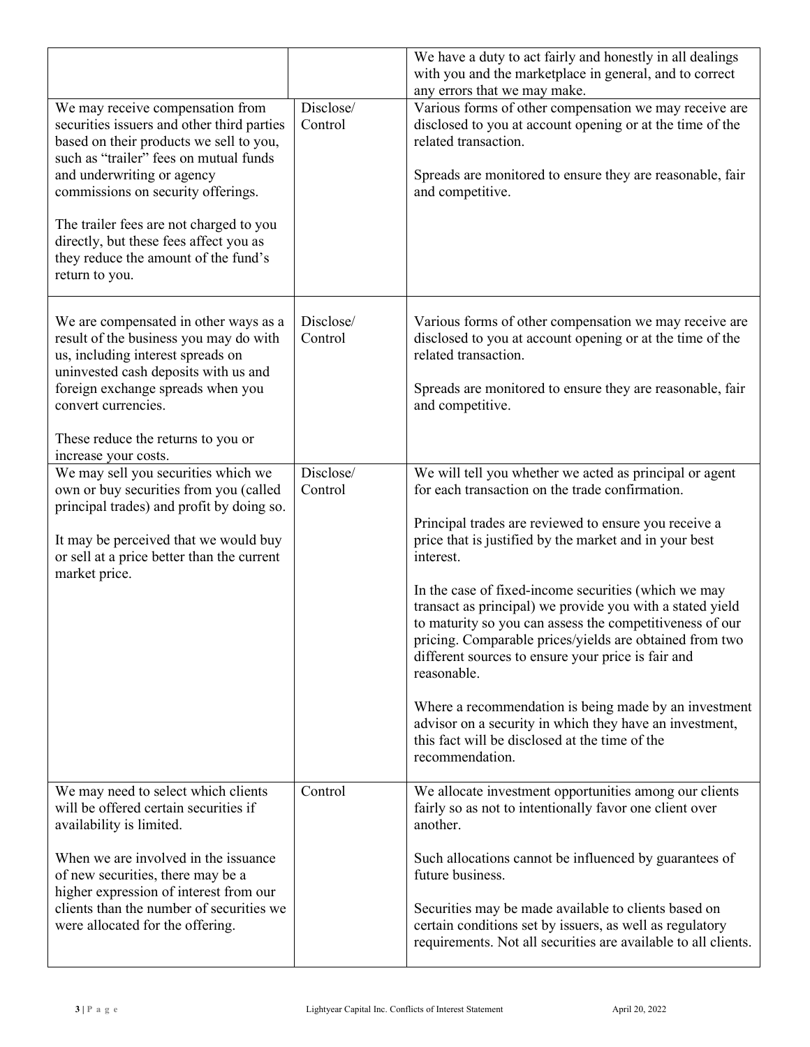| | | |
|---|---|---|
| | | We have a duty to act fairly and honestly in all dealings with you and the marketplace in general, and to correct any errors that we may make. |
| We may receive compensation from securities issuers and other third parties based on their products we sell to you, such as "trailer" fees on mutual funds and underwriting or agency commissions on security offerings.<br><br>The trailer fees are not charged to you directly, but these fees affect you as they reduce the amount of the fund's return to you. | Disclose/ Control | Various forms of other compensation we may receive are disclosed to you at account opening or at the time of the related transaction.<br><br>Spreads are monitored to ensure they are reasonable, fair and competitive. |
| We are compensated in other ways as a result of the business you may do with us, including interest spreads on uninvested cash deposits with us and foreign exchange spreads when you convert currencies.<br><br>These reduce the returns to you or increase your costs. | Disclose/ Control | Various forms of other compensation we may receive are disclosed to you at account opening or at the time of the related transaction.<br><br>Spreads are monitored to ensure they are reasonable, fair and competitive. |
| We may sell you securities which we own or buy securities from you (called principal trades) and profit by doing so.<br><br>It may be perceived that we would buy or sell at a price better than the current market price. | Disclose/ Control | We will tell you whether we acted as principal or agent for each transaction on the trade confirmation.<br><br>Principal trades are reviewed to ensure you receive a price that is justified by the market and in your best interest.<br><br>In the case of fixed-income securities (which we may transact as principal) we provide you with a stated yield to maturity so you can assess the competitiveness of our pricing. Comparable prices/yields are obtained from two different sources to ensure your price is fair and reasonable.<br><br>Where a recommendation is being made by an investment advisor on a security in which they have an investment, this fact will be disclosed at the time of the recommendation. |
| We may need to select which clients will be offered certain securities if availability is limited.<br><br>When we are involved in the issuance of new securities, there may be a higher expression of interest from our clients than the number of securities we were allocated for the offering. | Control | We allocate investment opportunities among our clients fairly so as not to intentionally favor one client over another.<br><br>Such allocations cannot be influenced by guarantees of future business.<br><br>Securities may be made available to clients based on certain conditions set by issuers, as well as regulatory requirements. Not all securities are available to all clients. |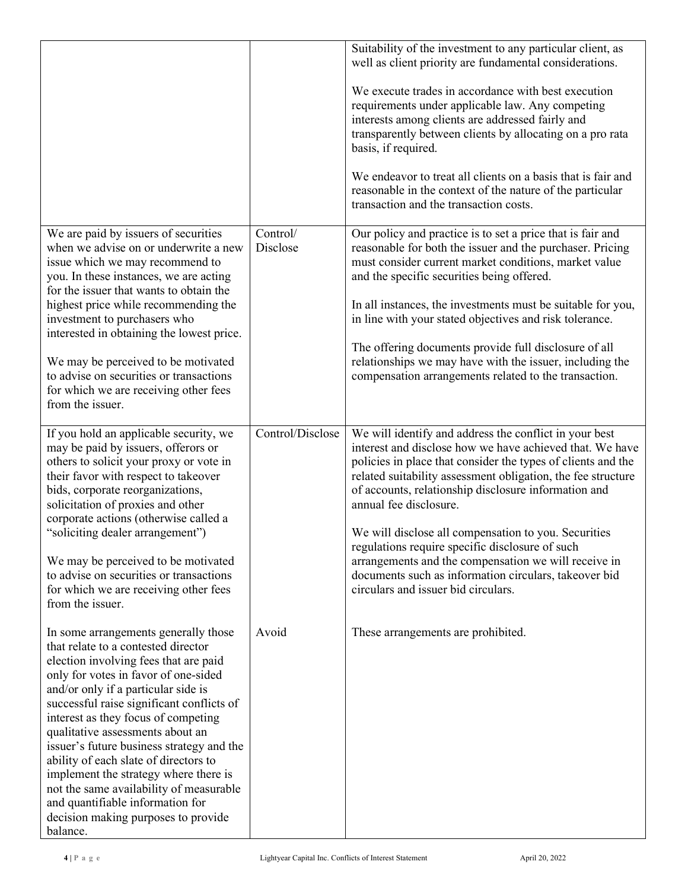| | | |
|---|---|---|
| | | Suitability of the investment to any particular client, as well as client priority are fundamental considerations.<br><br>We execute trades in accordance with best execution requirements under applicable law. Any competing interests among clients are addressed fairly and transparently between clients by allocating on a pro rata basis, if required.<br><br>We endeavor to treat all clients on a basis that is fair and reasonable in the context of the nature of the particular transaction and the transaction costs. |
| We are paid by issuers of securities when we advise on or underwrite a new issue which we may recommend to you. In these instances, we are acting for the issuer that wants to obtain the highest price while recommending the investment to purchasers who interested in obtaining the lowest price.<br><br>We may be perceived to be motivated to advise on securities or transactions for which we are receiving other fees from the issuer. | Control/ Disclose | Our policy and practice is to set a price that is fair and reasonable for both the issuer and the purchaser. Pricing must consider current market conditions, market value and the specific securities being offered.<br><br>In all instances, the investments must be suitable for you, in line with your stated objectives and risk tolerance.<br><br>The offering documents provide full disclosure of all relationships we may have with the issuer, including the compensation arrangements related to the transaction. |
| If you hold an applicable security, we may be paid by issuers, offerors or others to solicit your proxy or vote in their favor with respect to takeover bids, corporate reorganizations, solicitation of proxies and other corporate actions (otherwise called a "soliciting dealer arrangement")<br><br>We may be perceived to be motivated to advise on securities or transactions for which we are receiving other fees from the issuer. | Control/Disclose | We will identify and address the conflict in your best interest and disclose how we have achieved that. We have policies in place that consider the types of clients and the related suitability assessment obligation, the fee structure of accounts, relationship disclosure information and annual fee disclosure.<br><br>We will disclose all compensation to you. Securities regulations require specific disclosure of such arrangements and the compensation we will receive in documents such as information circulars, takeover bid circulars and issuer bid circulars. |
| In some arrangements generally those that relate to a contested director election involving fees that are paid only for votes in favor of one-sided and/or only if a particular side is successful raise significant conflicts of interest as they focus of competing qualitative assessments about an issuer's future business strategy and the ability of each slate of directors to implement the strategy where there is not the same availability of measurable and quantifiable information for decision making purposes to provide balance. | Avoid | These arrangements are prohibited. |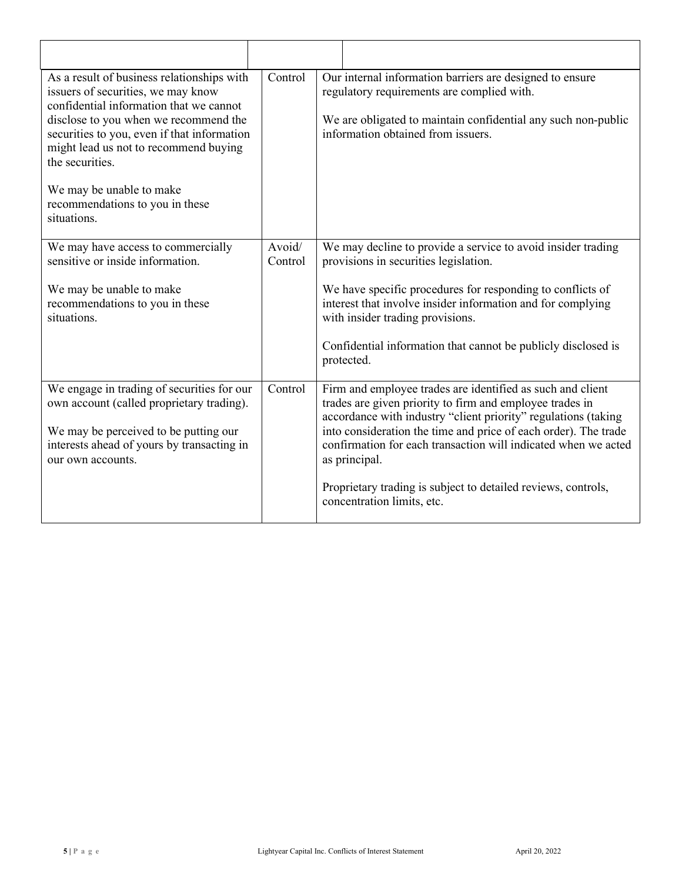| | | |
|---|---|---|
| As a result of business relationships with issuers of securities, we may know confidential information that we cannot disclose to you when we recommend the securities to you, even if that information might lead us not to recommend buying the securities.<br><br>We may be unable to make recommendations to you in these situations. | Control | Our internal information barriers are designed to ensure regulatory requirements are complied with.<br><br>We are obligated to maintain confidential any such non-public information obtained from issuers. |
| We may have access to commercially sensitive or inside information.<br><br>We may be unable to make recommendations to you in these situations. | Avoid/ Control | We may decline to provide a service to avoid insider trading provisions in securities legislation.<br><br>We have specific procedures for responding to conflicts of interest that involve insider information and for complying with insider trading provisions.<br><br>Confidential information that cannot be publicly disclosed is protected. |
| We engage in trading of securities for our own account (called proprietary trading).<br><br>We may be perceived to be putting our interests ahead of yours by transacting in our own accounts. | Control | Firm and employee trades are identified as such and client trades are given priority to firm and employee trades in accordance with industry "client priority" regulations (taking into consideration the time and price of each order). The trade confirmation for each transaction will indicated when we acted as principal.<br><br>Proprietary trading is subject to detailed reviews, controls, concentration limits, etc. |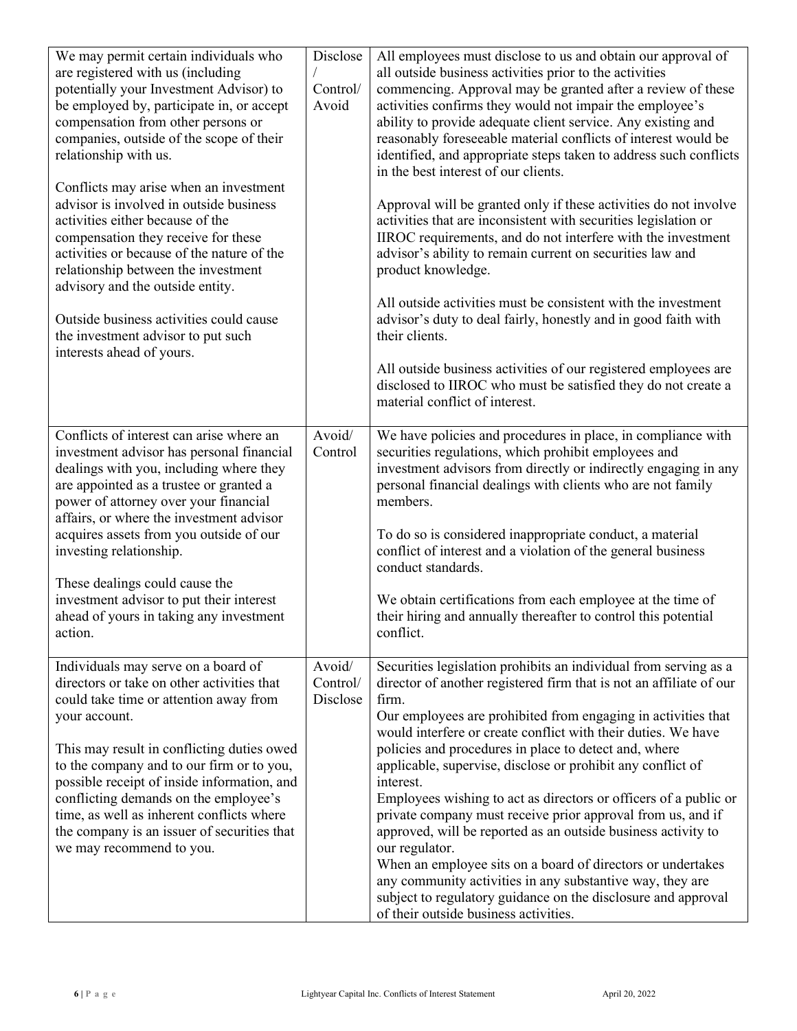| | | |
|---|---|---|
| We may permit certain individuals who are registered with us (including potentially your Investment Advisor) to be employed by, participate in, or accept compensation from other persons or companies, outside of the scope of their relationship with us.<br><br>Conflicts may arise when an investment advisor is involved in outside business activities either because of the compensation they receive for these activities or because of the nature of the relationship between the investment advisory and the outside entity.<br><br>Outside business activities could cause the investment advisor to put such interests ahead of yours. | Disclose / Control/ Avoid | All employees must disclose to us and obtain our approval of all outside business activities prior to the activities commencing. Approval may be granted after a review of these activities confirms they would not impair the employee's ability to provide adequate client service. Any existing and reasonably foreseeable material conflicts of interest would be identified, and appropriate steps taken to address such conflicts in the best interest of our clients.<br><br>Approval will be granted only if these activities do not involve activities that are inconsistent with securities legislation or IIROC requirements, and do not interfere with the investment advisor's ability to remain current on securities law and product knowledge.<br><br>All outside activities must be consistent with the investment advisor's duty to deal fairly, honestly and in good faith with their clients.<br><br>All outside business activities of our registered employees are disclosed to IIROC who must be satisfied they do not create a material conflict of interest. |
| Conflicts of interest can arise where an investment advisor has personal financial dealings with you, including where they are appointed as a trustee or granted a power of attorney over your financial affairs, or where the investment advisor acquires assets from you outside of our investing relationship.<br><br>These dealings could cause the investment advisor to put their interest ahead of yours in taking any investment action. | Avoid/ Control | We have policies and procedures in place, in compliance with securities regulations, which prohibit employees and investment advisors from directly or indirectly engaging in any personal financial dealings with clients who are not family members.<br><br>To do so is considered inappropriate conduct, a material conflict of interest and a violation of the general business conduct standards.<br><br>We obtain certifications from each employee at the time of their hiring and annually thereafter to control this potential conflict. |
| Individuals may serve on a board of directors or take on other activities that could take time or attention away from your account.<br><br>This may result in conflicting duties owed to the company and to our firm or to you, possible receipt of inside information, and conflicting demands on the employee's time, as well as inherent conflicts where the company is an issuer of securities that we may recommend to you. | Avoid/ Control/ Disclose | Securities legislation prohibits an individual from serving as a director of another registered firm that is not an affiliate of our firm.<br>Our employees are prohibited from engaging in activities that would interfere or create conflict with their duties. We have policies and procedures in place to detect and, where applicable, supervise, disclose or prohibit any conflict of interest.<br>Employees wishing to act as directors or officers of a public or private company must receive prior approval from us, and if approved, will be reported as an outside business activity to our regulator.<br>When an employee sits on a board of directors or undertakes any community activities in any substantive way, they are subject to regulatory guidance on the disclosure and approval of their outside business activities. |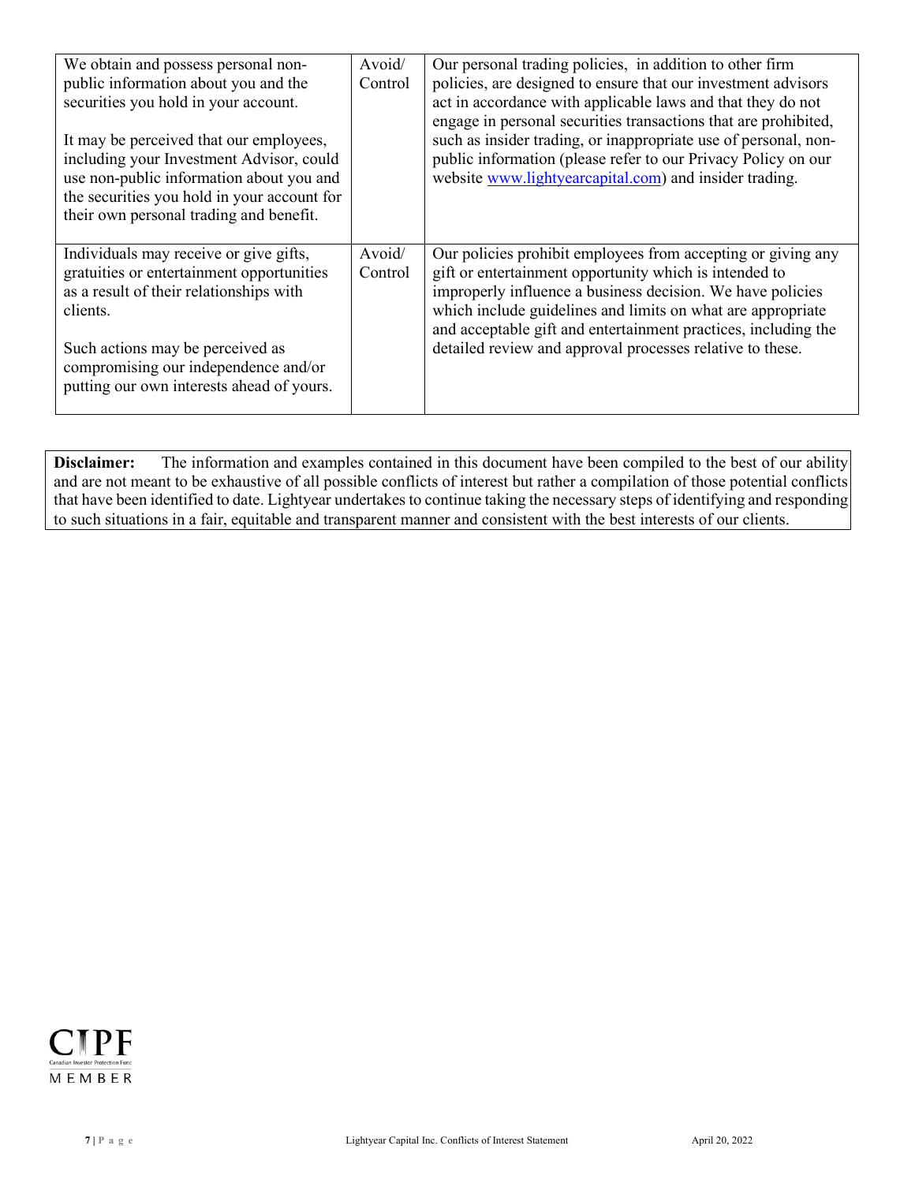| | | |
|---|---|---|
| We obtain and possess personal non-public information about you and the securities you hold in your account.<br><br>It may be perceived that our employees, including your Investment Advisor, could use non-public information about you and the securities you hold in your account for their own personal trading and benefit. | Avoid/ Control | Our personal trading policies, in addition to other firm policies, are designed to ensure that our investment advisors act in accordance with applicable laws and that they do not engage in personal securities transactions that are prohibited, such as insider trading, or inappropriate use of personal, non-public information (please refer to our Privacy Policy on our website [www.lightyearcapital.com](http://www.lightyearcapital.com)) and insider trading. |
| Individuals may receive or give gifts, gratuities or entertainment opportunities as a result of their relationships with clients.<br><br>Such actions may be perceived as compromising our independence and/or putting our own interests ahead of yours. | Avoid/ Control | Our policies prohibit employees from accepting or giving any gift or entertainment opportunity which is intended to improperly influence a business decision. We have policies which include guidelines and limits on what are appropriate and acceptable gift and entertainment practices, including the detailed review and approval processes relative to these. |

**Disclaimer:** The information and examples contained in this document have been compiled to the best of our ability and are not meant to be exhaustive of all possible conflicts of interest but rather a compilation of those potential conflicts that have been identified to date. Lightyear undertakes to continue taking the necessary steps of identifying and responding to such situations in a fair, equitable and transparent manner and consistent with the best interests of our clients.

CIPF
Canadian Investor Protection Fund
MEMBER